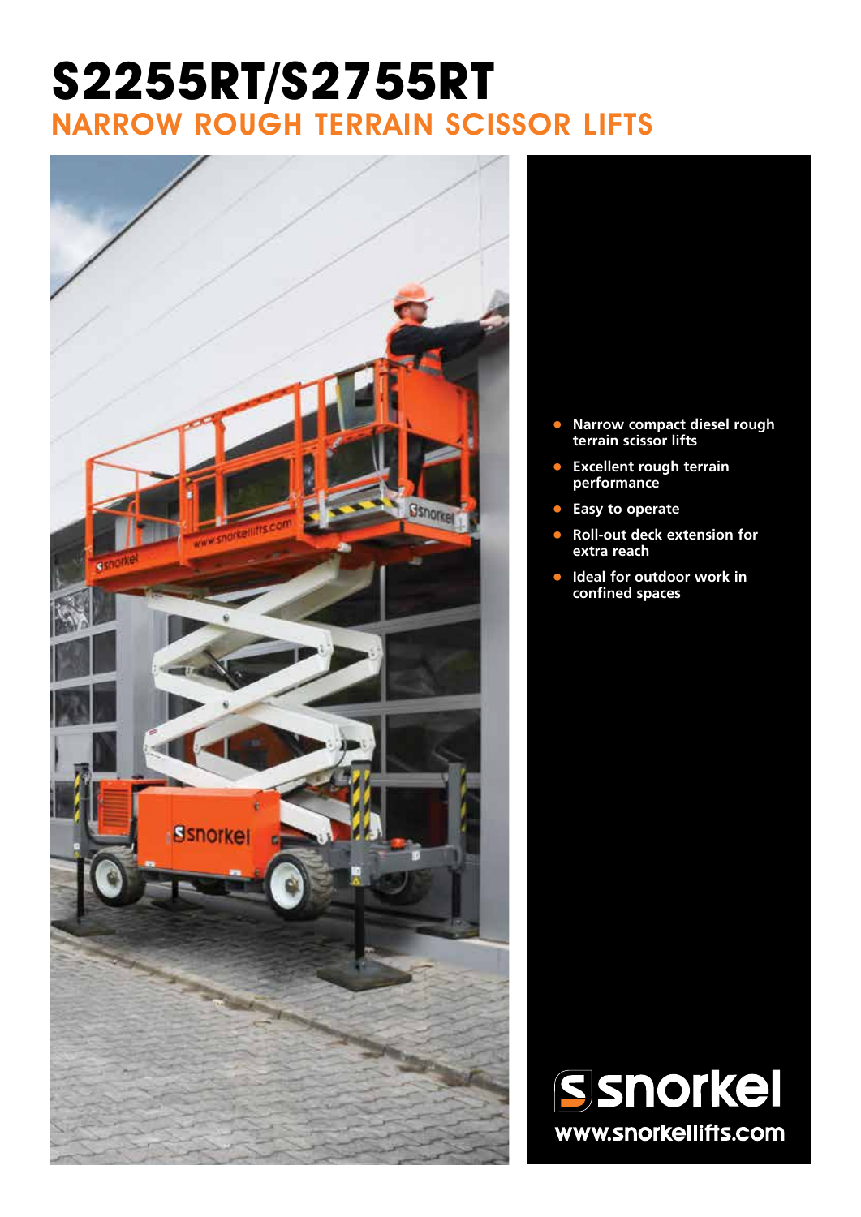# S2255RT/S2755RT

## NARROW ROUGH TERRAIN SCISSOR LIFTS

- **Narrow compact diesel rough terrain scissor lifts**
- **Excellent rough terrain performance**
- **Easy to operate**
- **Roll-out deck extension for extra reach**
- **Ideal for outdoor work in confined spaces**

**snorkel**

**www.snorkellifts.com**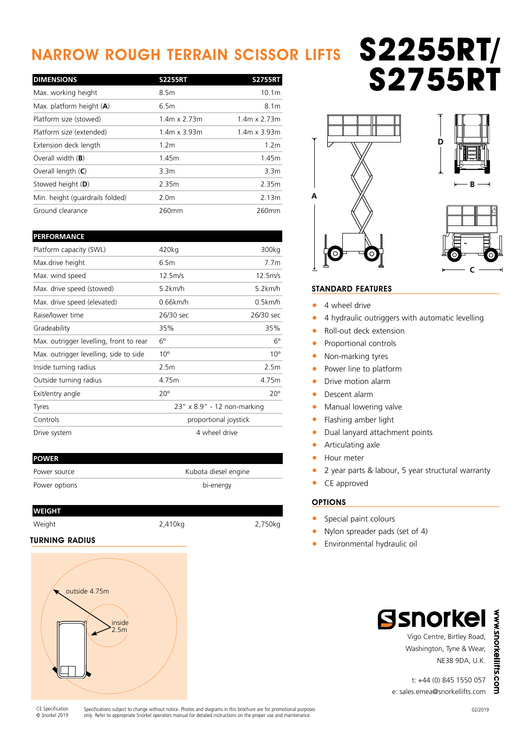# NARROW ROUGH TERRAIN SCISSOR LIFTS

# S2255RT/ S2755RT

| DIMENSIONS | S2255RT | S2755RT |
|---|---|---|
| Max. working height | 8.5m | 10.1m |
| Max. platform height (**A**) | 6.5m | 8.1m |
| Platform size (stowed) | 1.4m x 2.73m | 1.4m x 2.73m |
| Platform size (extended) | 1.4m x 3.93m | 1.4m x 3.93m |
| Extension deck length | 1.2m | 1.2m |
| Overall width (**B**) | 1.45m | 1.45m |
| Overall length (**C**) | 3.3m | 3.3m |
| Stowed height (**D**) | 2.35m | 2.35m |
| Min. height (guardrails folded) | 2.0m | 2.13m |
| Ground clearance | 260mm | 260mm |

| PERFORMANCE | | |
|---|---|---|
| Platform capacity (SWL) | 420kg | 300kg |
| Max.drive height | 6.5m | 7.7m |
| Max. wind speed | 12.5m/s | 12.5m/s |
| Max. drive speed (stowed) | 5.2km/h | 5.2km/h |
| Max. drive speed (elevated) | 0.66km/h | 0.5km/h |
| Raise/lower time | 26/30 sec | 26/30 sec |
| Gradeability | 35% | 35% |
| Max. outrigger levelling, front to rear | 6° | 6° |
| Max. outrigger levelling, side to side | 10° | 10° |
| Inside turning radius | 2.5m | 2.5m |
| Outside turning radius | 4.75m | 4.75m |
| Exit/entry angle | 20° | 20° |
| Tyres | 23” x 8.9” - 12 non-marking | |
| Controls | proportional joystick | |
| Drive system | 4 wheel drive | |

| POWER | |
|---|---|
| Power source | Kubota diesel engine |
| Power options | bi-energy |

| WEIGHT | | |
|---|---|---|
| Weight | 2,410kg | 2,750kg |

## TURNING RADIUS

outside 4.75m

inside 2.5m

A

B

C

D

## STANDARD FEATURES

- 4 wheel drive
- 4 hydraulic outriggers with automatic levelling
- Roll-out deck extension
- Proportional controls
- Non-marking tyres
- Power line to platform
- Drive motion alarm
- Descent alarm
- Manual lowering valve
- Flashing amber light
- Dual lanyard attachment points
- Articulating axle
- Hour meter
- 2 year parts & labour, 5 year structural warranty
- CE approved

## OPTIONS

- Special paint colours
- Nylon spreader pads (set of 4)
- Environmental hydraulic oil

snorkel

Vigo Centre, Birtley Road,
Washington, Tyne & Wear,
NE38 9DA, U.K.

t: +44 (0) 845 1550 057
e: sales.emea@snorkellifts.com

www.snorkellifts.com

CE Specification
© Snorkel 2019

Specifications subject to change without notice. Photos and diagrams in this brochure are for promotional purposes only. Refer to appropriate Snorkel operators manual for detailed instructions on the proper use and maintenance.

02/2019